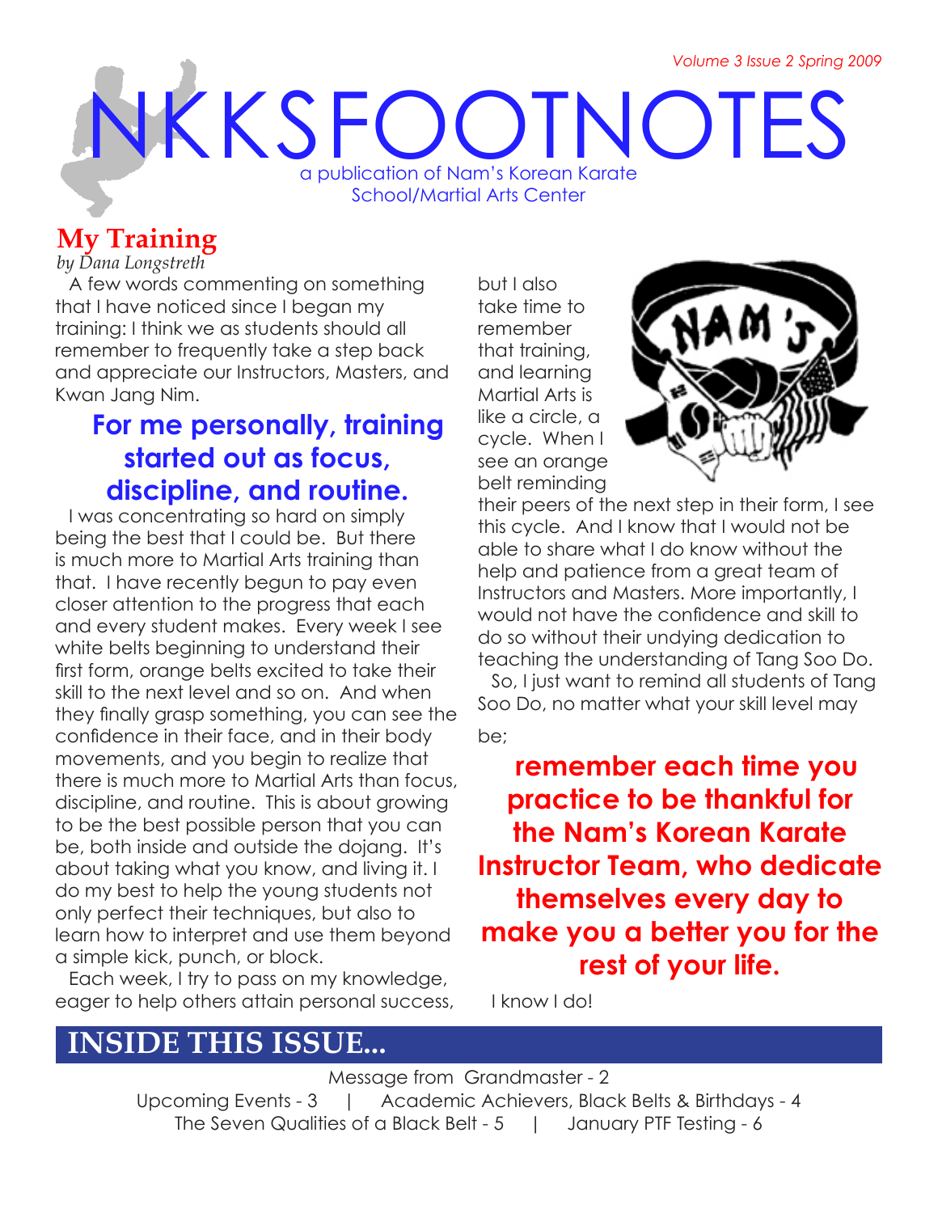# NKKSFOOTNOTES

a publication of Nam's Korean Karate School/Martial Arts Center

Volume 3 Issue 2 Spring 2009

## My Training

*by Dana Longstreth*

A few words commenting on something that I have noticed since I began my training: I think we as students should all remember to frequently take a step back and appreciate our Instructors, Masters, and Kwan Jang Nim.

**For me personally, training started out as focus, discipline, and routine.**

I was concentrating so hard on simply being the best that I could be. But there is much more to Martial Arts training than that. I have recently begun to pay even closer attention to the progress that each and every student makes. Every week I see white belts beginning to understand their first form, orange belts excited to take their skill to the next level and so on. And when they finally grasp something, you can see the confidence in their face, and in their body movements, and you begin to realize that there is much more to Martial Arts than focus, discipline, and routine. This is about growing to be the best possible person that you can be, both inside and outside the dojang. It's about taking what you know, and living it. I do my best to help the young students not only perfect their techniques, but also to learn how to interpret and use them beyond a simple kick, punch, or block.

Each week, I try to pass on my knowledge, eager to help others attain personal success, but I also take time to remember that training, and learning Martial Arts is like a circle, a cycle. When I see an orange belt reminding their peers of the next step in their form, I see this cycle. And I know that I would not be able to share what I do know without the help and patience from a great team of Instructors and Masters. More importantly, I would not have the confidence and skill to do so without their undying dedication to teaching the understanding of Tang Soo Do.

So, I just want to remind all students of Tang Soo Do, no matter what your skill level may be;

**remember each time you practice to be thankful for the Nam's Korean Karate Instructor Team, who dedicate themselves every day to make you a better you for the rest of your life.**

I know I do!

## INSIDE THIS ISSUE...

Message from Grandmaster - 2

Upcoming Events - 3 | Academic Achievers, Black Belts & Birthdays - 4

The Seven Qualities of a Black Belt - 5 | January PTF Testing - 6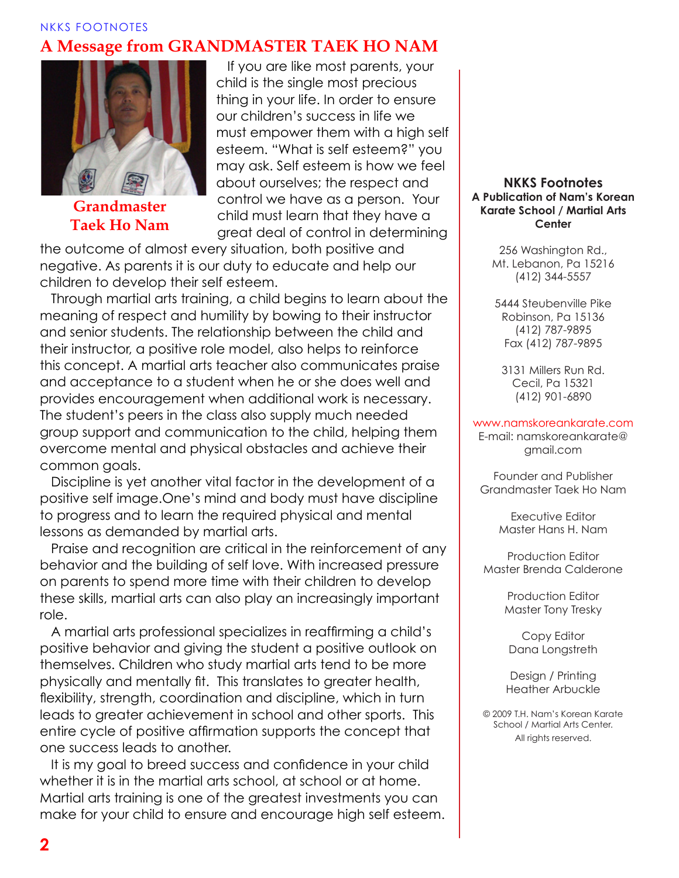# A Message from GRANDMASTER TAEK HO NAM

**Grandmaster Taek Ho Nam**

If you are like most parents, your child is the single most precious thing in your life. In order to ensure our children's success in life we must empower them with a high self esteem. "What is self esteem?" you may ask. Self esteem is how we feel about ourselves; the respect and control we have as a person. Your child must learn that they have a great deal of control in determining the outcome of almost every situation, both positive and negative. As parents it is our duty to educate and help our children to develop their self esteem.

Through martial arts training, a child begins to learn about the meaning of respect and humility by bowing to their instructor and senior students. The relationship between the child and their instructor, a positive role model, also helps to reinforce this concept. A martial arts teacher also communicates praise and acceptance to a student when he or she does well and provides encouragement when additional work is necessary. The student's peers in the class also supply much needed group support and communication to the child, helping them overcome mental and physical obstacles and achieve their common goals.

Discipline is yet another vital factor in the development of a positive self image.One's mind and body must have discipline to progress and to learn the required physical and mental lessons as demanded by martial arts.

Praise and recognition are critical in the reinforcement of any behavior and the building of self love. With increased pressure on parents to spend more time with their children to develop these skills, martial arts can also play an increasingly important role.

A martial arts professional specializes in reaffirming a child's positive behavior and giving the student a positive outlook on themselves. Children who study martial arts tend to be more physically and mentally fit. This translates to greater health, flexibility, strength, coordination and discipline, which in turn leads to greater achievement in school and other sports. This entire cycle of positive affirmation supports the concept that one success leads to another.

It is my goal to breed success and confidence in your child whether it is in the martial arts school, at school or at home. Martial arts training is one of the greatest investments you can make for your child to ensure and encourage high self esteem.

**NKKS Footnotes**
**A Publication of Nam's Korean Karate School / Martial Arts Center**

256 Washington Rd.,
Mt. Lebanon, Pa 15216
(412) 344-5557

5444 Steubenville Pike
Robinson, Pa 15136
(412) 787-9895
Fax (412) 787-9895

3131 Millers Run Rd.
Cecil, Pa 15321
(412) 901-6890

www.namskoreankarate.com
E-mail: namskoreankarate@gmail.com

Founder and Publisher
Grandmaster Taek Ho Nam

Executive Editor
Master Hans H. Nam

Production Editor
Master Brenda Calderone

Production Editor
Master Tony Tresky

Copy Editor
Dana Longstreth

Design / Printing
Heather Arbuckle

© 2009 T.H. Nam's Korean Karate School / Martial Arts Center.
All rights reserved.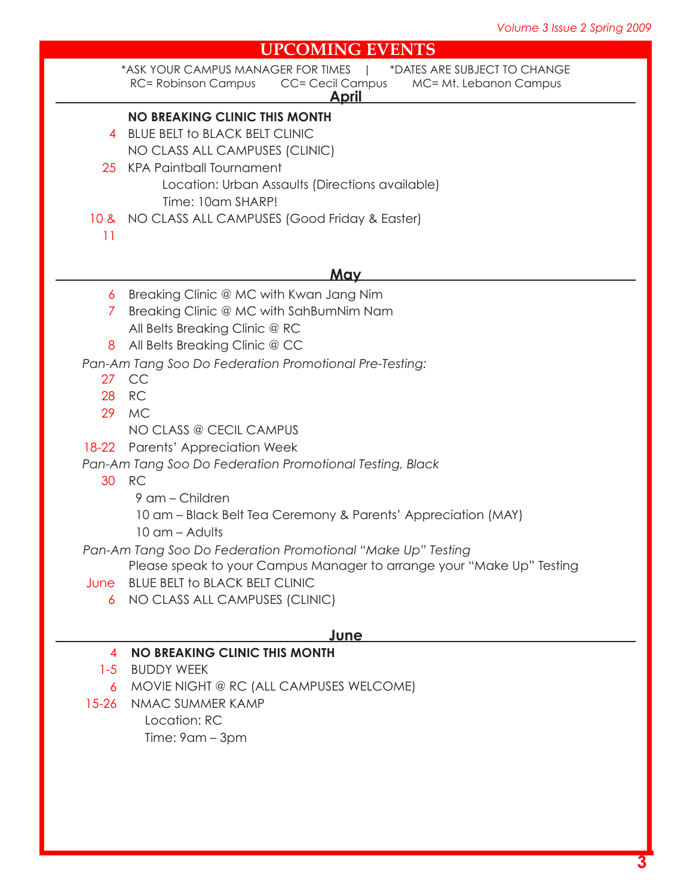# UPCOMING EVENTS

*ASK YOUR CAMPUS MANAGER FOR TIMES | *DATES ARE SUBJECT TO CHANGE

RC= Robinson Campus CC= Cecil Campus MC= Mt. Lebanon Campus

## April

**NO BREAKING CLINIC THIS MONTH**

4 BLUE BELT to BLACK BELT CLINIC
NO CLASS ALL CAMPUSES (CLINIC)

25 KPA Paintball Tournament
Location: Urban Assaults (Directions available)
Time: 10am SHARP!

10 & 11 NO CLASS ALL CAMPUSES (Good Friday & Easter)

## May

6 Breaking Clinic @ MC with Kwan Jang Nim

7 Breaking Clinic @ MC with SahBumNim Nam
All Belts Breaking Clinic @ RC

8 All Belts Breaking Clinic @ CC

*Pan-Am Tang Soo Do Federation Promotional Pre-Testing:*

27 CC

28 RC

29 MC
NO CLASS @ CECIL CAMPUS

18-22 Parents' Appreciation Week

*Pan-Am Tang Soo Do Federation Promotional Testing, Black*

30 RC
9 am – Children
10 am – Black Belt Tea Ceremony & Parents' Appreciation (MAY)
10 am – Adults

*Pan-Am Tang Soo Do Federation Promotional "Make Up" Testing*
Please speak to your Campus Manager to arrange your "Make Up" Testing

June 6 BLUE BELT to BLACK BELT CLINIC
NO CLASS ALL CAMPUSES (CLINIC)

## June

4 **NO BREAKING CLINIC THIS MONTH**

1-5 BUDDY WEEK

6 MOVIE NIGHT @ RC (ALL CAMPUSES WELCOME)

15-26 NMAC SUMMER KAMP
Location: RC
Time: 9am – 3pm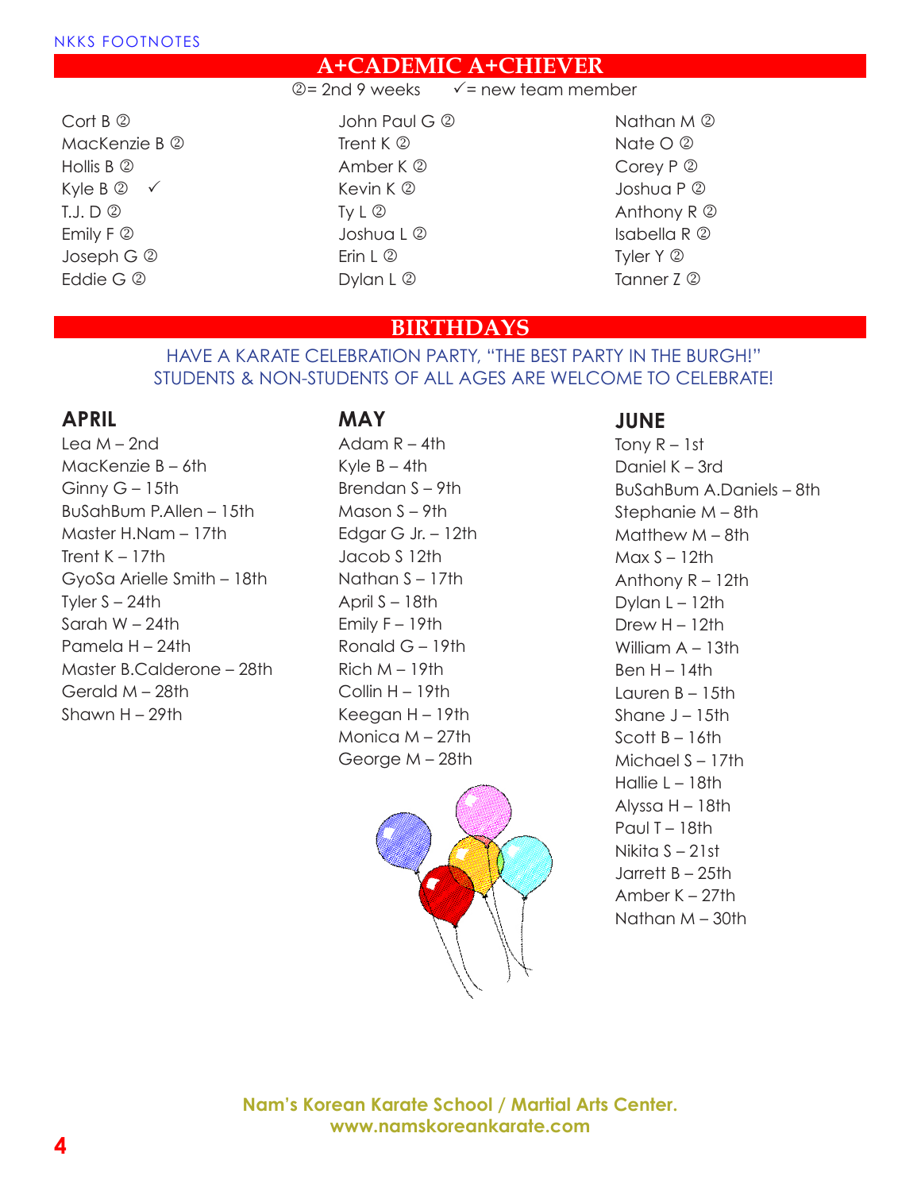## A+CADEMIC A+CHIEVER

②= 2nd 9 weeks ✓= new team member

Cort B ②
MacKenzie B ②
Hollis B ②
Kyle B ② ✓
T.J. D ②
Emily F ②
Joseph G ②
Eddie G ②
John Paul G ②
Trent K ②
Amber K ②
Kevin K ②
Ty L ②
Joshua L ②
Erin L ②
Dylan L ②
Nathan M ②
Nate O ②
Corey P ②
Joshua P ②
Anthony R ②
Isabella R ②
Tyler Y ②
Tanner Z ②

## BIRTHDAYS

HAVE A KARATE CELEBRATION PARTY, "THE BEST PARTY IN THE BURGH!"
STUDENTS & NON-STUDENTS OF ALL AGES ARE WELCOME TO CELEBRATE!

### APRIL

Lea M – 2nd
MacKenzie B – 6th
Ginny G – 15th
BuSahBum P.Allen – 15th
Master H.Nam – 17th
Trent K – 17th
GyoSa Arielle Smith – 18th
Tyler S – 24th
Sarah W – 24th
Pamela H – 24th
Master B.Calderone – 28th
Gerald M – 28th
Shawn H – 29th

### MAY

Adam R – 4th
Kyle B – 4th
Brendan S – 9th
Mason S – 9th
Edgar G Jr. – 12th
Jacob S 12th
Nathan S – 17th
April S – 18th
Emily F – 19th
Ronald G – 19th
Rich M – 19th
Collin H – 19th
Keegan H – 19th
Monica M – 27th
George M – 28th

### JUNE

Tony R – 1st
Daniel K – 3rd
BuSahBum A.Daniels – 8th
Stephanie M – 8th
Matthew M – 8th
Max S – 12th
Anthony R – 12th
Dylan L – 12th
Drew H – 12th
William A – 13th
Ben H – 14th
Lauren B – 15th
Shane J – 15th
Scott B – 16th
Michael S – 17th
Hallie L – 18th
Alyssa H – 18th
Paul T – 18th
Nikita S – 21st
Jarrett B – 25th
Amber K – 27th
Nathan M – 30th

**Nam's Korean Karate School / Martial Arts Center.**
**www.namskoreankarate.com**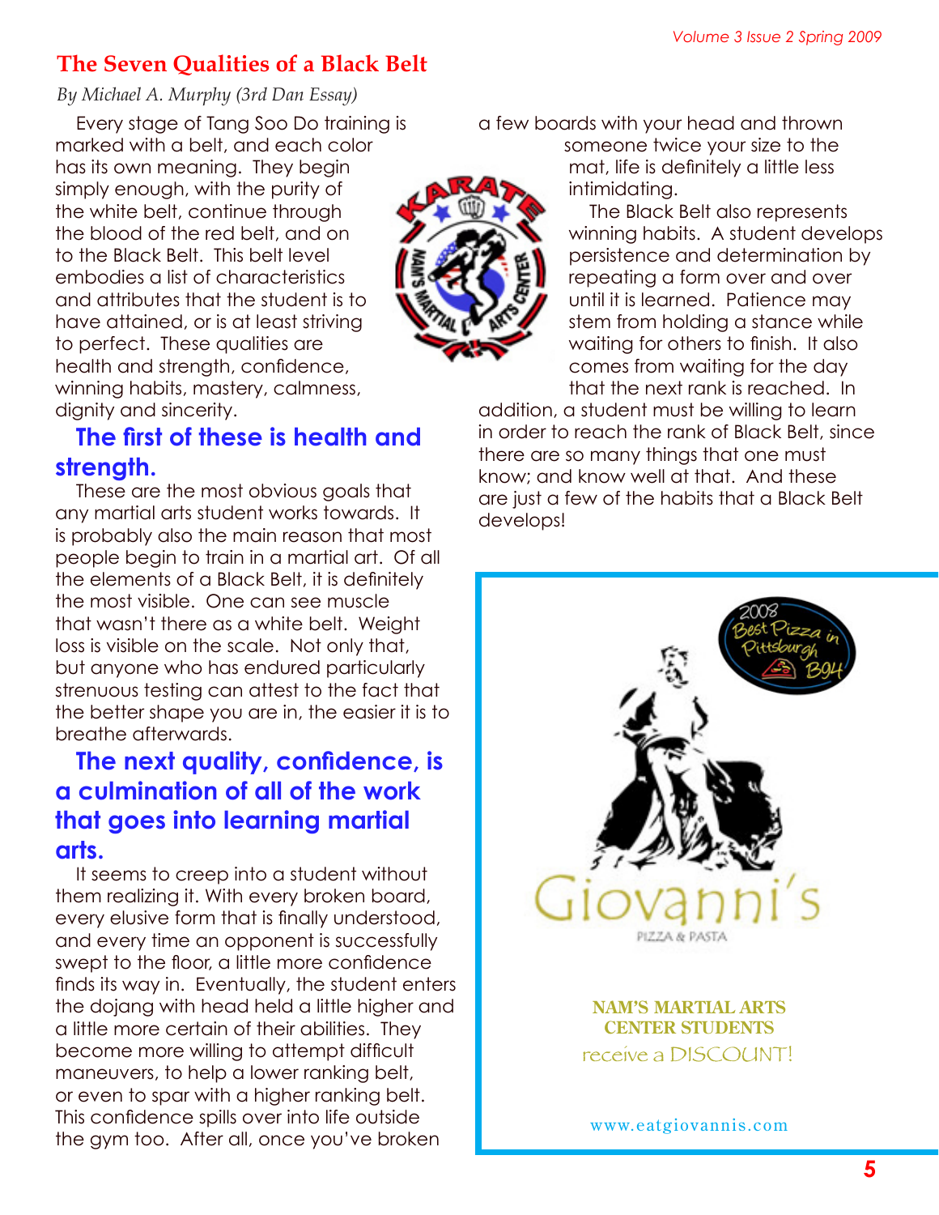## The Seven Qualities of a Black Belt

*By Michael A. Murphy (3rd Dan Essay)*

Every stage of Tang Soo Do training is marked with a belt, and each color has its own meaning. They begin simply enough, with the purity of the white belt, continue through the blood of the red belt, and on to the Black Belt. This belt level embodies a list of characteristics and attributes that the student is to have attained, or is at least striving to perfect. These qualities are health and strength, confidence, winning habits, mastery, calmness, dignity and sincerity.

### The first of these is health and strength.

These are the most obvious goals that any martial arts student works towards. It is probably also the main reason that most people begin to train in a martial art. Of all the elements of a Black Belt, it is definitely the most visible. One can see muscle that wasn't there as a white belt. Weight loss is visible on the scale. Not only that, but anyone who has endured particularly strenuous testing can attest to the fact that the better shape you are in, the easier it is to breathe afterwards.

### The next quality, confidence, is a culmination of all of the work that goes into learning martial arts.

It seems to creep into a student without them realizing it. With every broken board, every elusive form that is finally understood, and every time an opponent is successfully swept to the floor, a little more confidence finds its way in. Eventually, the student enters the dojang with head held a little higher and a little more certain of their abilities. They become more willing to attempt difficult maneuvers, to help a lower ranking belt, or even to spar with a higher ranking belt. This confidence spills over into life outside the gym too. After all, once you've broken a few boards with your head and thrown someone twice your size to the mat, life is definitely a little less intimidating.

The Black Belt also represents winning habits. A student develops persistence and determination by repeating a form over and over until it is learned. Patience may stem from holding a stance while waiting for others to finish. It also comes from waiting for the day that the next rank is reached. In addition, a student must be willing to learn in order to reach the rank of Black Belt, since there are so many things that one must know; and know well at that. And these are just a few of the habits that a Black Belt develops!

2008 Best Pizza in Pittsburgh B94

Giovanni's

PIZZA & PASTA

**NAM'S MARTIAL ARTS CENTER STUDENTS**

receive a DISCOUNT!

www.eatgiovannis.com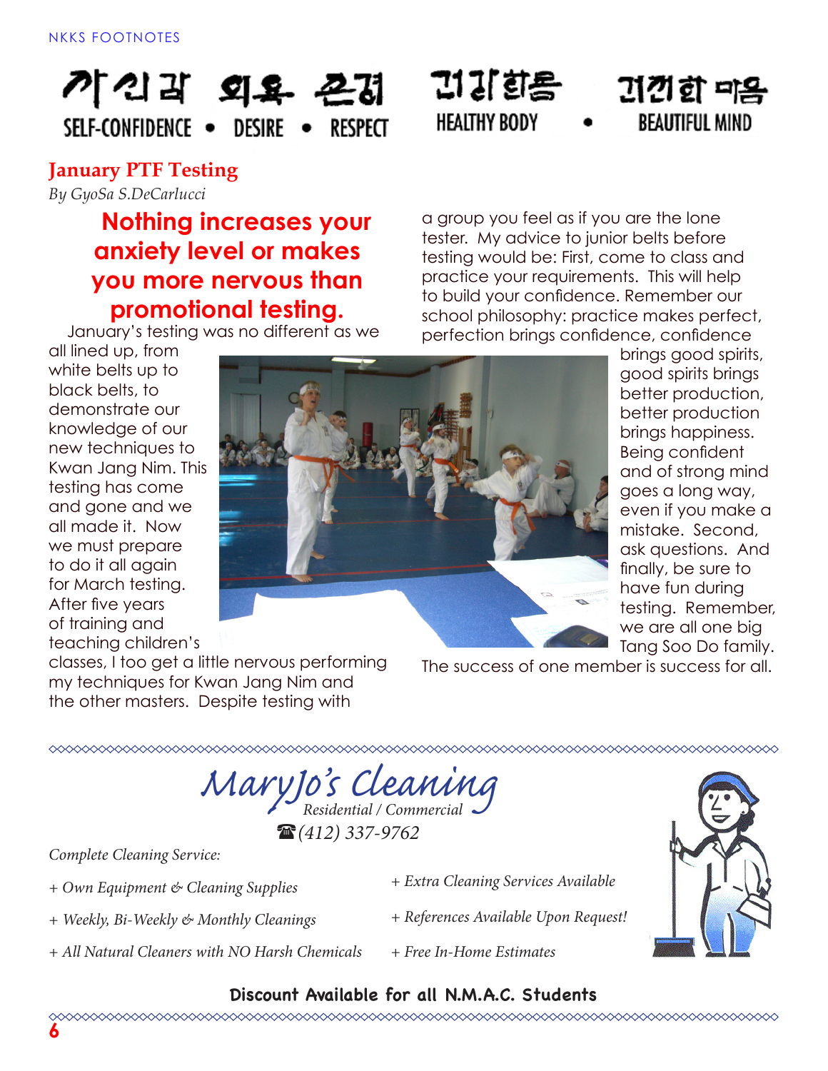가신감 의욕 존경 건강한몸 건전한 마음

SELF-CONFIDENCE • DESIRE • RESPECT HEALTHY BODY • BEAUTIFUL MIND

## January PTF Testing

*By GyoSa S.DeCarlucci*

**Nothing increases your anxiety level or makes you more nervous than promotional testing.**

January's testing was no different as we all lined up, from white belts up to black belts, to demonstrate our knowledge of our new techniques to Kwan Jang Nim. This testing has come and gone and we all made it. Now we must prepare to do it all again for March testing. After five years of training and teaching children's classes, I too get a little nervous performing my techniques for Kwan Jang Nim and the other masters. Despite testing with a group you feel as if you are the lone tester. My advice to junior belts before testing would be: First, come to class and practice your requirements. This will help to build your confidence. Remember our school philosophy: practice makes perfect, perfection brings confidence, confidence brings good spirits, good spirits brings better production, better production brings happiness. Being confident and of strong mind goes a long way, even if you make a mistake. Second, ask questions. And finally, be sure to have fun during testing. Remember, we are all one big Tang Soo Do family. The success of one member is success for all.

---

# MaryJo's Cleaning

*Residential / Commercial*

☎ *(412) 337-9762*

*Complete Cleaning Service:*

- *Own Equipment & Cleaning Supplies*
- *Weekly, Bi-Weekly & Monthly Cleanings*
- *All Natural Cleaners with NO Harsh Chemicals*
- *Extra Cleaning Services Available*
- *References Available Upon Request!*
- *Free In-Home Estimates*

**Discount Available for all N.M.A.C. Students**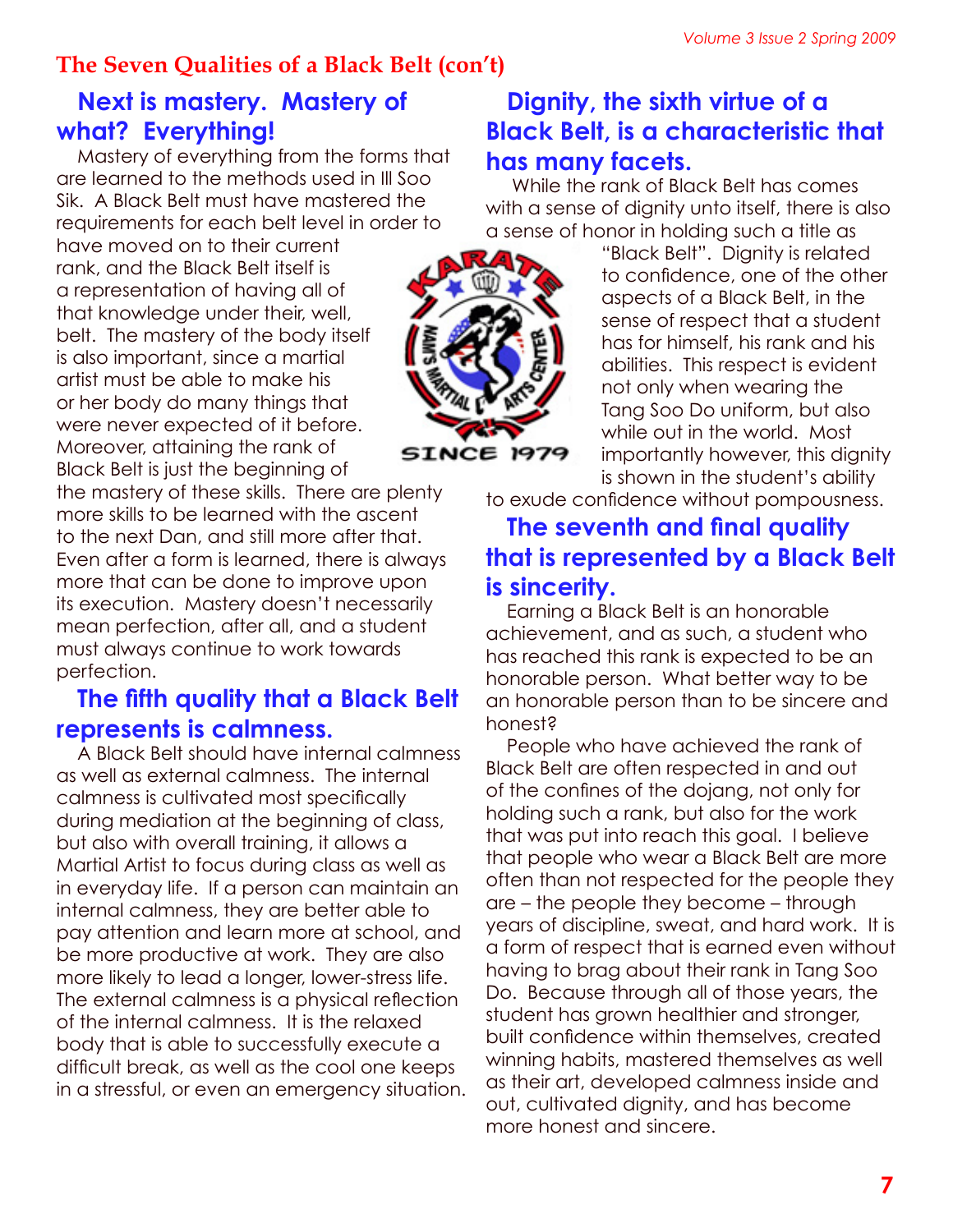## The Seven Qualities of a Black Belt (con't)

### Next is mastery. Mastery of what? Everything!

Mastery of everything from the forms that are learned to the methods used in Ill Soo Sik. A Black Belt must have mastered the requirements for each belt level in order to have moved on to their current rank, and the Black Belt itself is a representation of having all of that knowledge under their, well, belt. The mastery of the body itself is also important, since a martial artist must be able to make his or her body do many things that were never expected of it before. Moreover, attaining the rank of Black Belt is just the beginning of the mastery of these skills. There are plenty more skills to be learned with the ascent to the next Dan, and still more after that. Even after a form is learned, there is always more that can be done to improve upon its execution. Mastery doesn't necessarily mean perfection, after all, and a student must always continue to work towards perfection.

### The fifth quality that a Black Belt represents is calmness.

A Black Belt should have internal calmness as well as external calmness. The internal calmness is cultivated most specifically during mediation at the beginning of class, but also with overall training, it allows a Martial Artist to focus during class as well as in everyday life. If a person can maintain an internal calmness, they are better able to pay attention and learn more at school, and be more productive at work. They are also more likely to lead a longer, lower-stress life. The external calmness is a physical reflection of the internal calmness. It is the relaxed body that is able to successfully execute a difficult break, as well as the cool one keeps in a stressful, or even an emergency situation.

### Dignity, the sixth virtue of a Black Belt, is a characteristic that has many facets.

While the rank of Black Belt has comes with a sense of dignity unto itself, there is also a sense of honor in holding such a title as "Black Belt". Dignity is related to confidence, one of the other aspects of a Black Belt, in the sense of respect that a student has for himself, his rank and his abilities. This respect is evident not only when wearing the Tang Soo Do uniform, but also while out in the world. Most importantly however, this dignity is shown in the student's ability to exude confidence without pompousness.

### The seventh and final quality that is represented by a Black Belt is sincerity.

Earning a Black Belt is an honorable achievement, and as such, a student who has reached this rank is expected to be an honorable person. What better way to be an honorable person than to be sincere and honest?

People who have achieved the rank of Black Belt are often respected in and out of the confines of the dojang, not only for holding such a rank, but also for the work that was put into reach this goal. I believe that people who wear a Black Belt are more often than not respected for the people they are – the people they become – through years of discipline, sweat, and hard work. It is a form of respect that is earned even without having to brag about their rank in Tang Soo Do. Because through all of those years, the student has grown healthier and stronger, built confidence within themselves, created winning habits, mastered themselves as well as their art, developed calmness inside and out, cultivated dignity, and has become more honest and sincere.